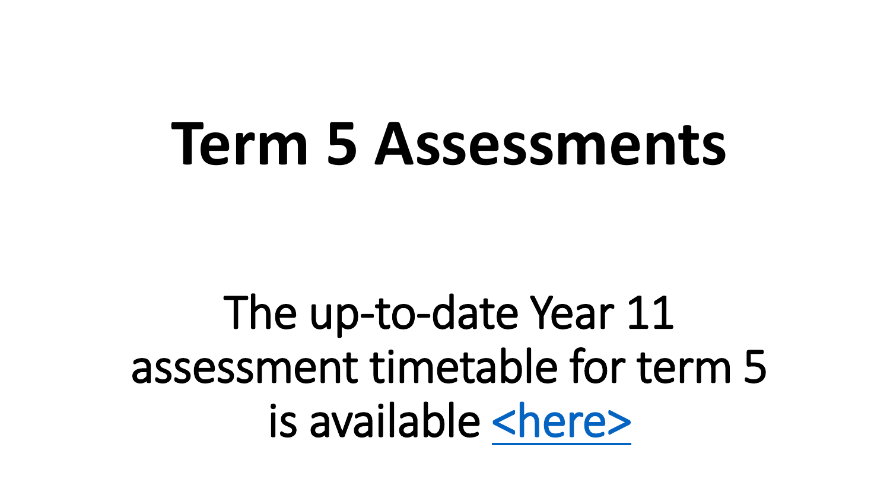# Term 5 Assessments

The up-to-date Year 11 assessment timetable for term 5 is available <here>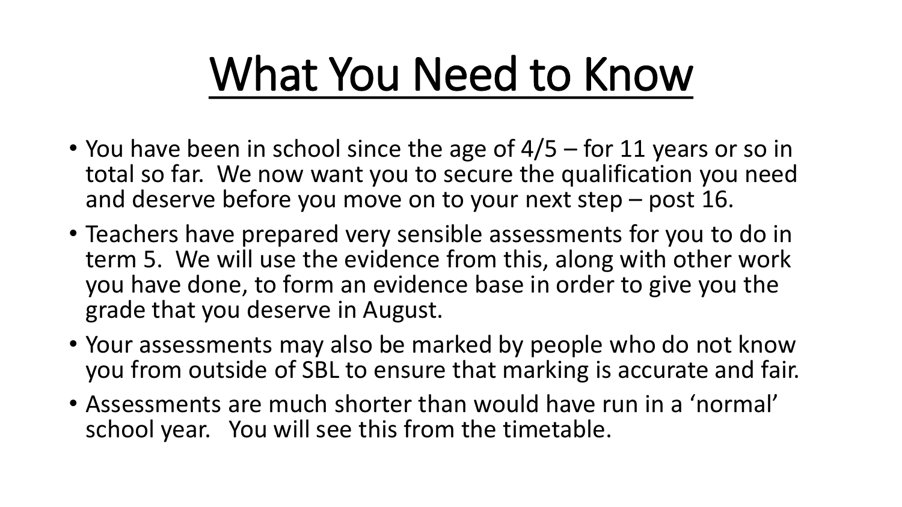# What You Need to Know

- You have been in school since the age of 4/5 – for 11 years or so in total so far. We now want you to secure the qualification you need and deserve before you move on to your next step – post 16.
- Teachers have prepared very sensible assessments for you to do in term 5. We will use the evidence from this, along with other work you have done, to form an evidence base in order to give you the grade that you deserve in August.
- Your assessments may also be marked by people who do not know you from outside of SBL to ensure that marking is accurate and fair.
- Assessments are much shorter than would have run in a 'normal' school year. You will see this from the timetable.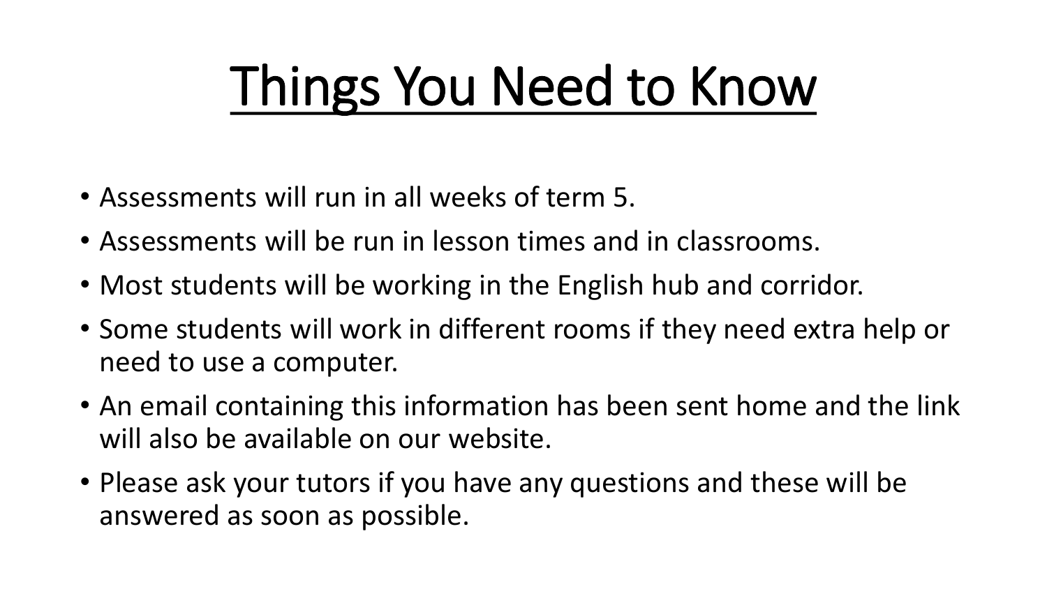# Things You Need to Know

- Assessments will run in all weeks of term 5.
- Assessments will be run in lesson times and in classrooms.
- Most students will be working in the English hub and corridor.
- Some students will work in different rooms if they need extra help or need to use a computer.
- An email containing this information has been sent home and the link will also be available on our website.
- Please ask your tutors if you have any questions and these will be answered as soon as possible.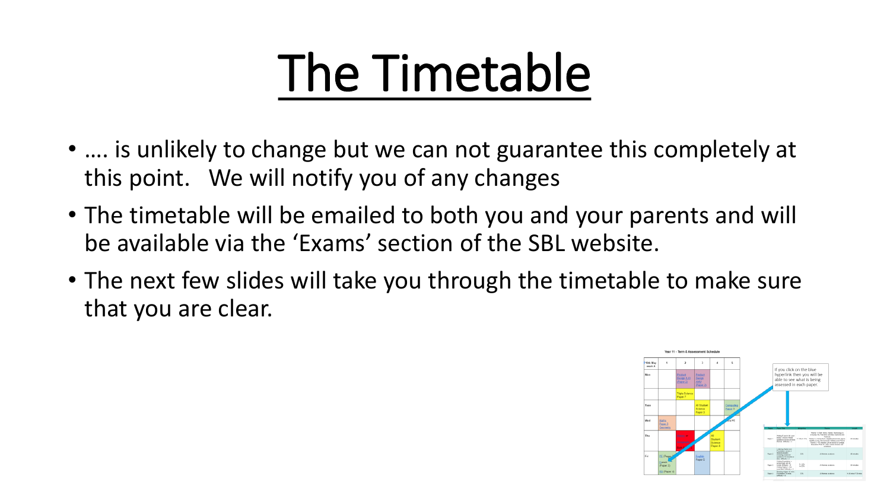# The Timetable

- …. is unlikely to change but we can not guarantee this completely at this point. We will notify you of any changes
- The timetable will be emailed to both you and your parents and will be available via the 'Exams' section of the SBL website.
- The next few slides will take you through the timetable to make sure that you are clear.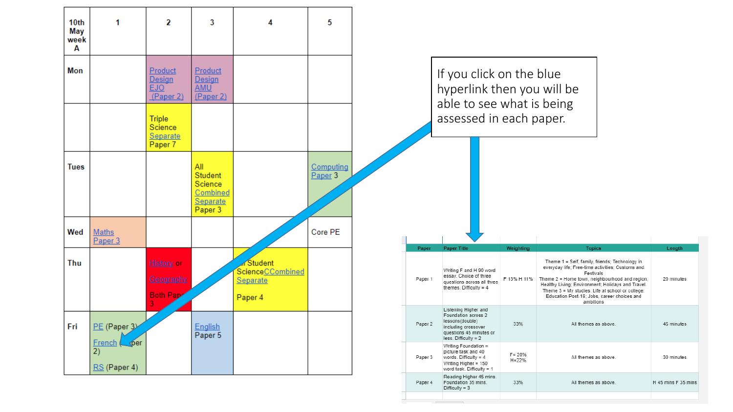| 10th May week A | 1 | 2 | 3 | 4 | 5 |
|---|---|---|---|---|---|
| Mon | | Product Design EJO (Paper 2) | Product Design AMU (Paper 2) | | |
| | | Triple Science Separate Paper 7 | | | |
| Tues | | | All Student Science Combined Separate Paper 3 | | Computing Paper 3 |
| Wed | Maths Paper 3 | | | | Core PE |
| Thu | | History or Geography Both Paper 3 | | All Student Science Combined Separate Paper 4 | |
| Fri | PE (Paper 3) French (Paper 2) RS (Paper 4) | | English Paper 5 | | |

If you click on the blue hyperlink then you will be able to see what is being assessed in each paper.

| Paper | Paper Title | Weighting | Topics | Length |
|---|---|---|---|---|
| Paper 1 | Writing F and H 90 word essay. Choice of three questions across all three themes. Difficulty = 4 | F 13% H 11% | Theme 1 = Self, family, friends; Technology in everyday life; Free-time activities, Customs and Festivals Theme 2 = Home town, neighbourhood and region, Healthy Living; Environment; Holidays and Travel. Theme 3 = My studies. Life at school or college. Education Post-16; Jobs, career choices and ambitions | 20 minutes |
| Paper 2 | Listening Higher and Foundation across 2 lessons(double) including crossover questions 45 minutes or less. Difficulty = 2 | 33% | All themes as above. | 45 minutes |
| Paper 3 | Writing Foundation = picture task and 40 words. Difficulty = 4 Writing Higher = 150 word task. Difficulty = 1 | F= 20% H=22% | All themes as above. | 30 minutes |
| Paper 4 | Reading Higher 45 mins. Foundation 35 mins. Difficulty = 3 | 33% | All themes as above. | H 45 mins F 35 mins |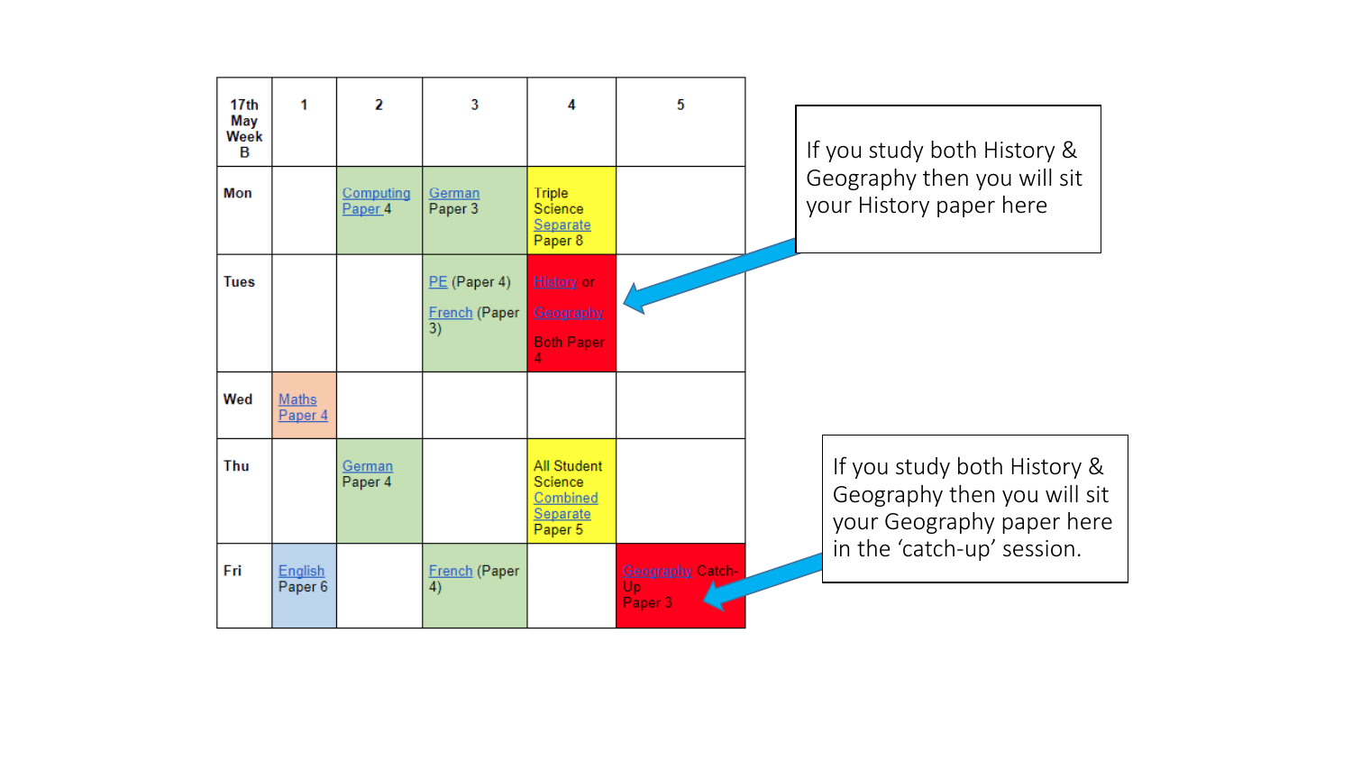| 17th May Week B | 1 | 2 | 3 | 4 | 5 |
|---|---|---|---|---|---|
| Mon | | Computing Paper 4 | German Paper 3 | Triple Science Separate Paper 8 | |
| Tues | | | PE (Paper 4) French (Paper 3) | History or Geography Both Paper 4 | |
| Wed | Maths Paper 4 | | | | |
| Thu | | German Paper 4 | | All Student Science Combined Separate Paper 5 | |
| Fri | English Paper 6 | | French (Paper 4) | | Geography Catch-Up Paper 3 |

If you study both History & Geography then you will sit your History paper here

If you study both History & Geography then you will sit your Geography paper here in the 'catch-up' session.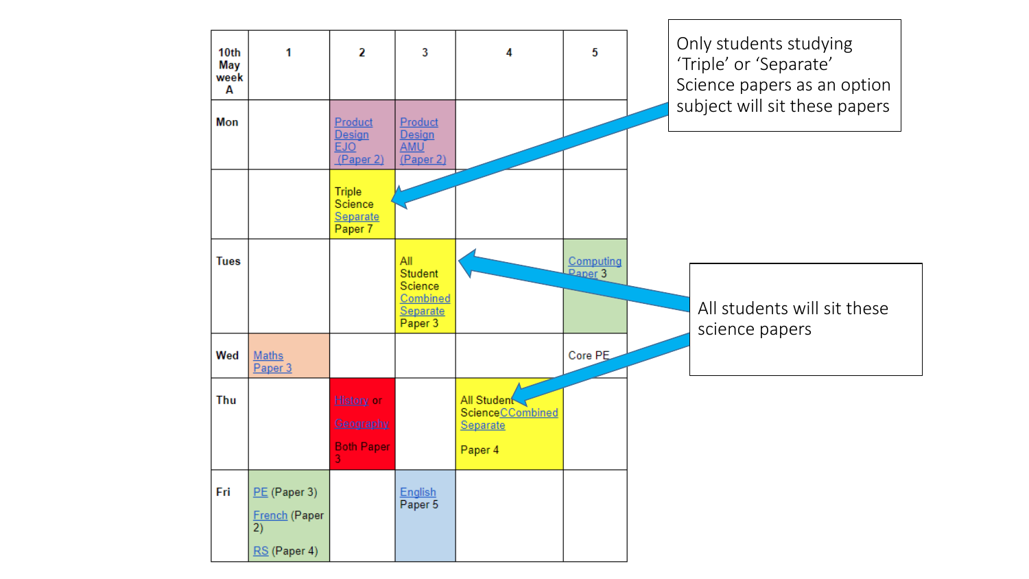| 10th May week A | 1 | 2 | 3 | 4 | 5 |
| --- | --- | --- | --- | --- | --- |
| Mon | | Product Design EJO (Paper 2) | Product Design AMU (Paper 2) | | |
| | | Triple Science Separate Paper 7 | | | |
| Tues | | | All Student Science Combined Separate Paper 3 | | Computing Paper 3 |
| Wed | Maths Paper 3 | | | | Core PE |
| Thu | | History or Geography Both Paper 3 | | All Student Science CCombined Separate Paper 4 | |
| Fri | PE (Paper 3) French (Paper 2) RS (Paper 4) | | English Paper 5 | | |

Only students studying 'Triple' or 'Separate' Science papers as an option subject will sit these papers

All students will sit these science papers